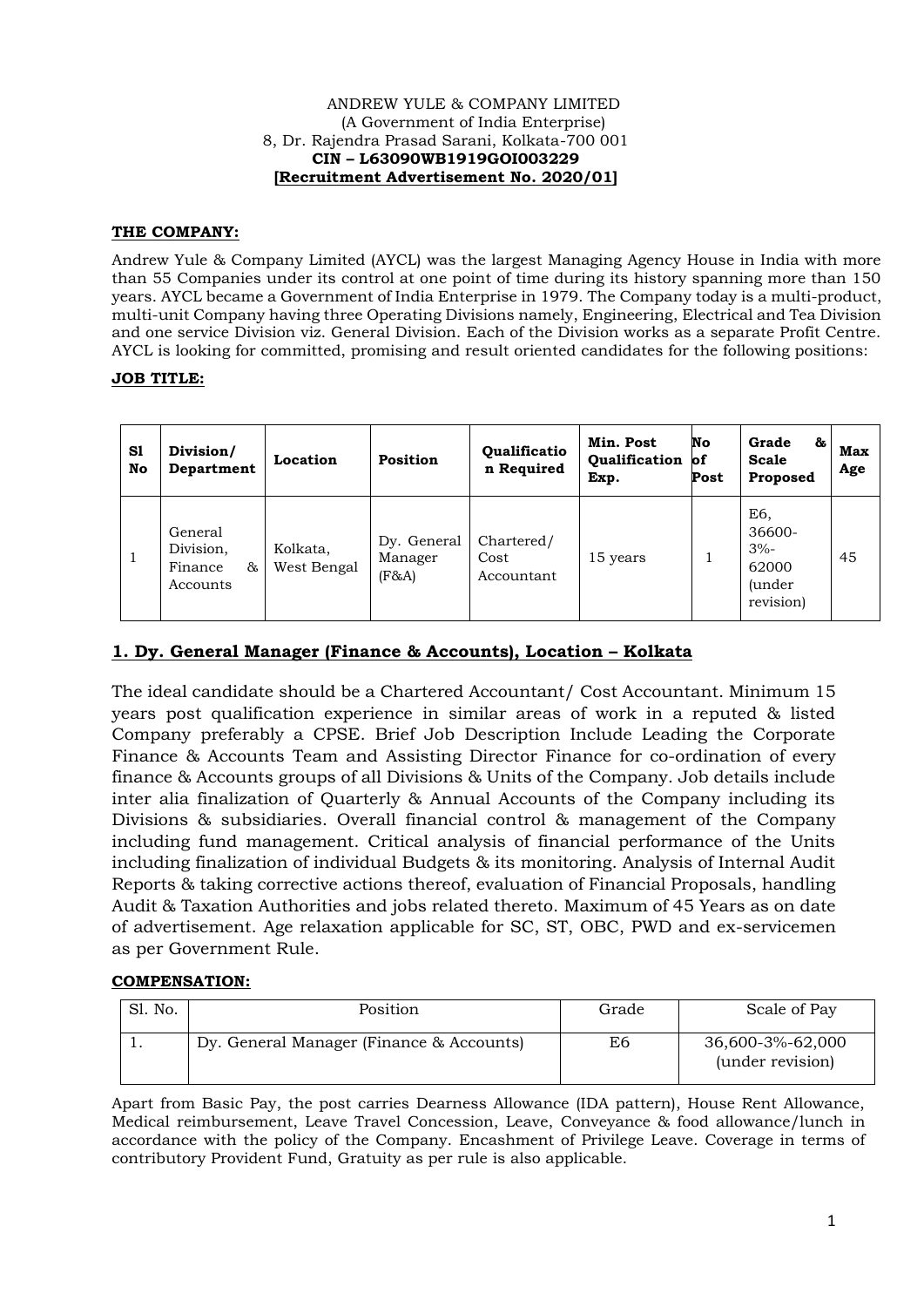ANDREW YULE & COMPANY LIMITED
(A Government of India Enterprise)
8, Dr. Rajendra Prasad Sarani, Kolkata-700 001
**CIN – L63090WB1919GOI003229**
**[Recruitment Advertisement No. 2020/01]**

**THE COMPANY:**

Andrew Yule & Company Limited (AYCL) was the largest Managing Agency House in India with more than 55 Companies under its control at one point of time during its history spanning more than 150 years. AYCL became a Government of India Enterprise in 1979. The Company today is a multi-product, multi-unit Company having three Operating Divisions namely, Engineering, Electrical and Tea Division and one service Division viz. General Division. Each of the Division works as a separate Profit Centre. AYCL is looking for committed, promising and result oriented candidates for the following positions:

**JOB TITLE:**

| Sl No | Division/ Department | Location | Position | Qualification Required | Min. Post Qualification Exp. | No of Post | Grade & Scale Proposed | Max Age |
|---|---|---|---|---|---|---|---|---|
| 1 | General Division, Finance & Accounts | Kolkata, West Bengal | Dy. General Manager (F&A) | Chartered/ Cost Accountant | 15 years | 1 | E6, 36600-3%-62000 (under revision) | 45 |

## 1. Dy. General Manager (Finance & Accounts), Location – Kolkata

The ideal candidate should be a Chartered Accountant/ Cost Accountant. Minimum 15 years post qualification experience in similar areas of work in a reputed & listed Company preferably a CPSE. Brief Job Description Include Leading the Corporate Finance & Accounts Team and Assisting Director Finance for co-ordination of every finance & Accounts groups of all Divisions & Units of the Company. Job details include inter alia finalization of Quarterly & Annual Accounts of the Company including its Divisions & subsidiaries. Overall financial control & management of the Company including fund management. Critical analysis of financial performance of the Units including finalization of individual Budgets & its monitoring. Analysis of Internal Audit Reports & taking corrective actions thereof, evaluation of Financial Proposals, handling Audit & Taxation Authorities and jobs related thereto. Maximum of 45 Years as on date of advertisement. Age relaxation applicable for SC, ST, OBC, PWD and ex-servicemen as per Government Rule.

**COMPENSATION:**

| Sl. No. | Position | Grade | Scale of Pay |
|---|---|---|---|
| 1. | Dy. General Manager (Finance & Accounts) | E6 | 36,600-3%-62,000 (under revision) |

Apart from Basic Pay, the post carries Dearness Allowance (IDA pattern), House Rent Allowance, Medical reimbursement, Leave Travel Concession, Leave, Conveyance & food allowance/lunch in accordance with the policy of the Company. Encashment of Privilege Leave. Coverage in terms of contributory Provident Fund, Gratuity as per rule is also applicable.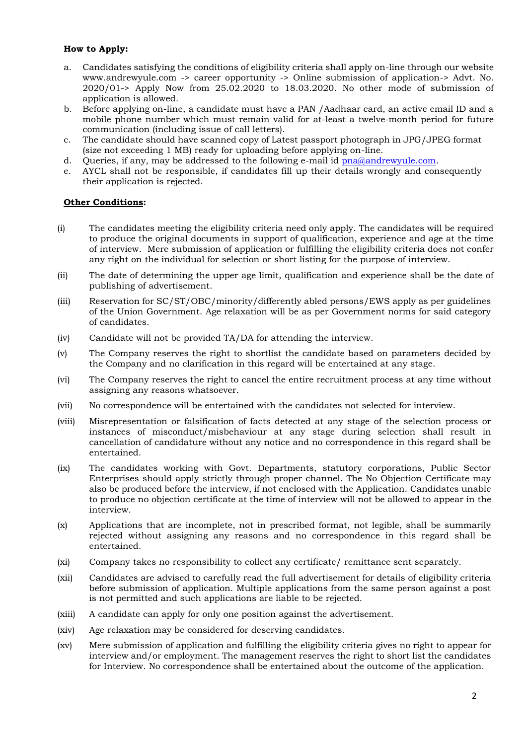**How to Apply:**

a. Candidates satisfying the conditions of eligibility criteria shall apply on-line through our website www.andrewyule.com -> career opportunity -> Online submission of application-> Advt. No. 2020/01-> Apply Now from 25.02.2020 to 18.03.2020. No other mode of submission of application is allowed.
b. Before applying on-line, a candidate must have a PAN /Aadhaar card, an active email ID and a mobile phone number which must remain valid for at-least a twelve-month period for future communication (including issue of call letters).
c. The candidate should have scanned copy of Latest passport photograph in JPG/JPEG format (size not exceeding 1 MB) ready for uploading before applying on-line.
d. Queries, if any, may be addressed to the following e-mail id pna@andrewyule.com.
e. AYCL shall not be responsible, if candidates fill up their details wrongly and consequently their application is rejected.

**Other Conditions:**

(i) The candidates meeting the eligibility criteria need only apply. The candidates will be required to produce the original documents in support of qualification, experience and age at the time of interview. Mere submission of application or fulfilling the eligibility criteria does not confer any right on the individual for selection or short listing for the purpose of interview.

(ii) The date of determining the upper age limit, qualification and experience shall be the date of publishing of advertisement.

(iii) Reservation for SC/ST/OBC/minority/differently abled persons/EWS apply as per guidelines of the Union Government. Age relaxation will be as per Government norms for said category of candidates.

(iv) Candidate will not be provided TA/DA for attending the interview.

(v) The Company reserves the right to shortlist the candidate based on parameters decided by the Company and no clarification in this regard will be entertained at any stage.

(vi) The Company reserves the right to cancel the entire recruitment process at any time without assigning any reasons whatsoever.

(vii) No correspondence will be entertained with the candidates not selected for interview.

(viii) Misrepresentation or falsification of facts detected at any stage of the selection process or instances of misconduct/misbehaviour at any stage during selection shall result in cancellation of candidature without any notice and no correspondence in this regard shall be entertained.

(ix) The candidates working with Govt. Departments, statutory corporations, Public Sector Enterprises should apply strictly through proper channel. The No Objection Certificate may also be produced before the interview, if not enclosed with the Application. Candidates unable to produce no objection certificate at the time of interview will not be allowed to appear in the interview.

(x) Applications that are incomplete, not in prescribed format, not legible, shall be summarily rejected without assigning any reasons and no correspondence in this regard shall be entertained.

(xi) Company takes no responsibility to collect any certificate/ remittance sent separately.

(xii) Candidates are advised to carefully read the full advertisement for details of eligibility criteria before submission of application. Multiple applications from the same person against a post is not permitted and such applications are liable to be rejected.

(xiii) A candidate can apply for only one position against the advertisement.

(xiv) Age relaxation may be considered for deserving candidates.

(xv) Mere submission of application and fulfilling the eligibility criteria gives no right to appear for interview and/or employment. The management reserves the right to short list the candidates for Interview. No correspondence shall be entertained about the outcome of the application.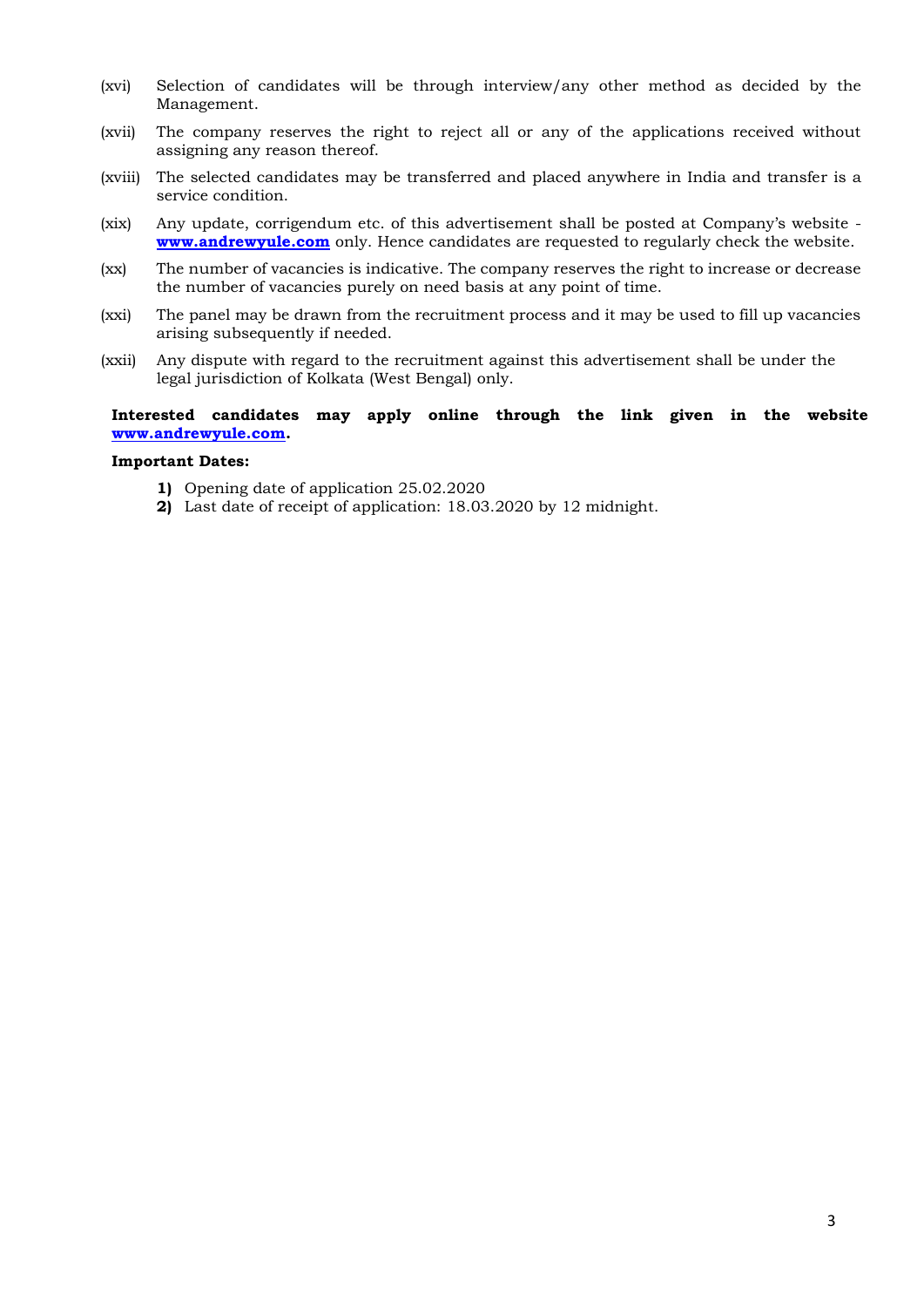(xvi) Selection of candidates will be through interview/any other method as decided by the Management.

(xvii) The company reserves the right to reject all or any of the applications received without assigning any reason thereof.

(xviii) The selected candidates may be transferred and placed anywhere in India and transfer is a service condition.

(xix) Any update, corrigendum etc. of this advertisement shall be posted at Company's website - **www.andrewyule.com** only. Hence candidates are requested to regularly check the website.

(xx) The number of vacancies is indicative. The company reserves the right to increase or decrease the number of vacancies purely on need basis at any point of time.

(xxi) The panel may be drawn from the recruitment process and it may be used to fill up vacancies arising subsequently if needed.

(xxii) Any dispute with regard to the recruitment against this advertisement shall be under the legal jurisdiction of Kolkata (West Bengal) only.

**Interested candidates may apply online through the link given in the website www.andrewyule.com.**

**Important Dates:**

1) Opening date of application 25.02.2020
2) Last date of receipt of application: 18.03.2020 by 12 midnight.